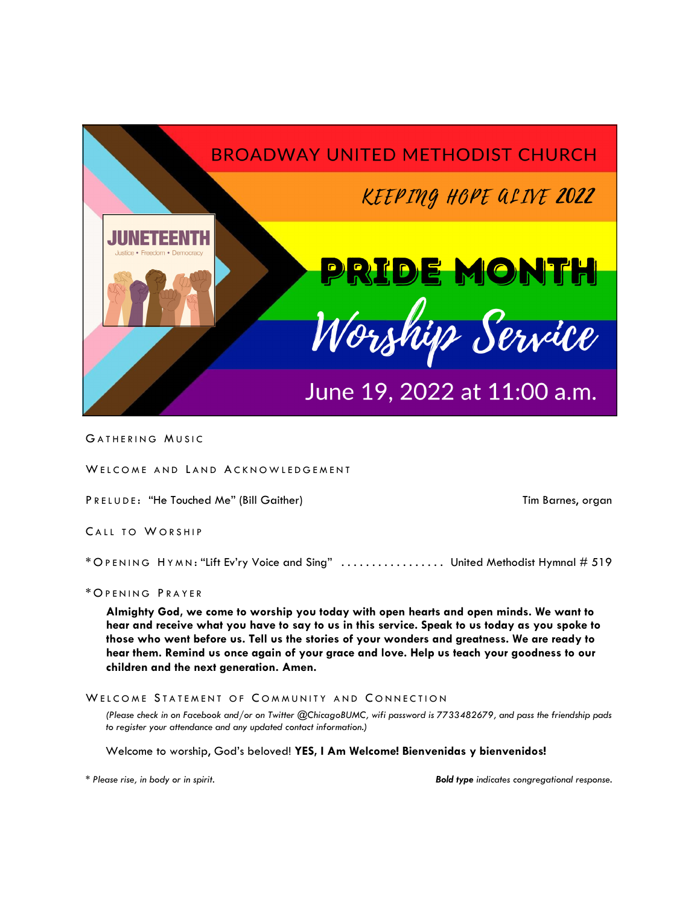# BROADWAY UNITED METHODIST CHURCH

## KEEPING HOPE ALIVE 2022

## PRIDE MONTH

## Worship Service

June 19, 2022 at 11:00 a.m.

JUNETEENTH
Justice • Freedom • Democracy

GATHERING MUSIC

WELCOME AND LAND ACKNOWLEDGEMENT

PRELUDE: "He Touched Me" (Bill Gaither) — Tim Barnes, organ

CALL TO WORSHIP

*OPENING HYMN: "Lift Ev'ry Voice and Sing" ................. United Methodist Hymnal # 519

*OPENING PRAYER

**Almighty God, we come to worship you today with open hearts and open minds. We want to hear and receive what you have to say to us in this service. Speak to us today as you spoke to those who went before us. Tell us the stories of your wonders and greatness. We are ready to hear them. Remind us once again of your grace and love. Help us teach your goodness to our children and the next generation. Amen.**

WELCOME STATEMENT OF COMMUNITY AND CONNECTION

*(Please check in on Facebook and/or on Twitter @ChicagoBUMC, wifi password is 7733482679, and pass the friendship pads to register your attendance and any updated contact information.)*

Welcome to worship, God's beloved! **YES, I Am Welcome! Bienvenidas y bienvenidos!**

*\* Please rise, in body or in spirit.*

***Bold type** indicates congregational response.*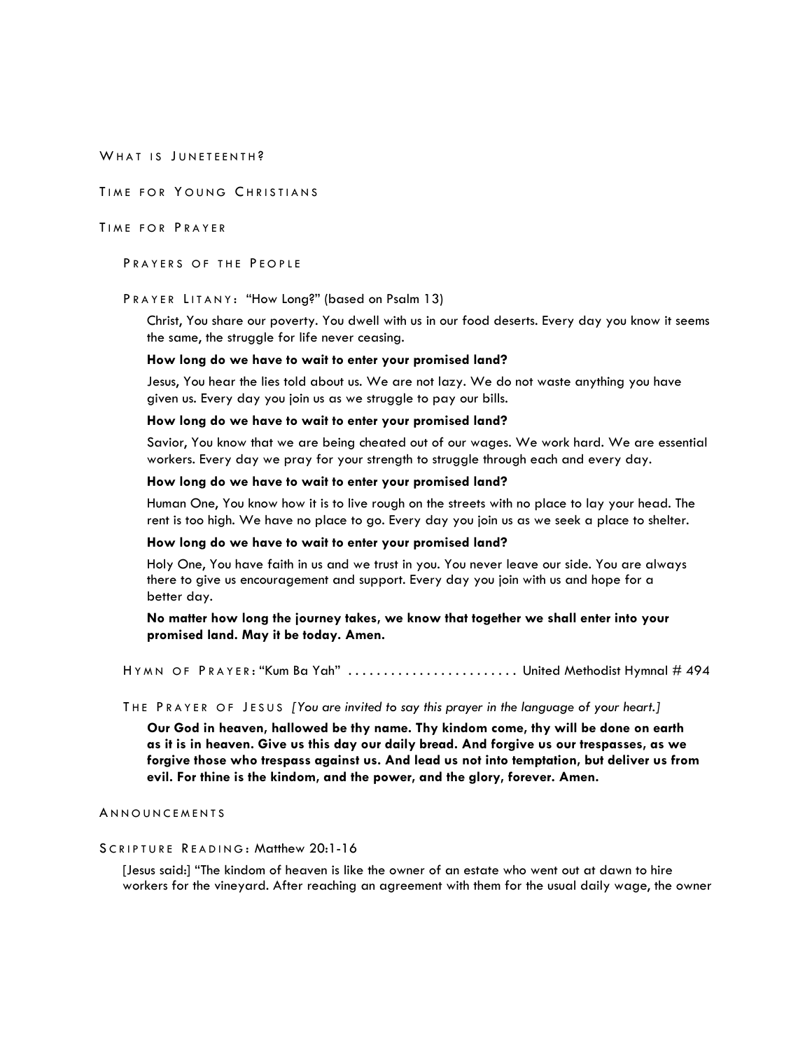## What is Juneteenth?

## Time for Young Christians

## Time for Prayer

### Prayers of the People

### Prayer Litany: "How Long?" (based on Psalm 13)

Christ, You share our poverty. You dwell with us in our food deserts. Every day you know it seems the same, the struggle for life never ceasing.

**How long do we have to wait to enter your promised land?**

Jesus, You hear the lies told about us. We are not lazy. We do not waste anything you have given us. Every day you join us as we struggle to pay our bills.

**How long do we have to wait to enter your promised land?**

Savior, You know that we are being cheated out of our wages. We work hard. We are essential workers. Every day we pray for your strength to struggle through each and every day.

**How long do we have to wait to enter your promised land?**

Human One, You know how it is to live rough on the streets with no place to lay your head. The rent is too high. We have no place to go. Every day you join us as we seek a place to shelter.

**How long do we have to wait to enter your promised land?**

Holy One, You have faith in us and we trust in you. You never leave our side. You are always there to give us encouragement and support. Every day you join with us and hope for a better day.

**No matter how long the journey takes, we know that together we shall enter into your promised land. May it be today. Amen.**

### Hymn of Prayer: "Kum Ba Yah" ........................ United Methodist Hymnal # 494

### The Prayer of Jesus *[You are invited to say this prayer in the language of your heart.]*

**Our God in heaven, hallowed be thy name. Thy kindom come, thy will be done on earth as it is in heaven. Give us this day our daily bread. And forgive us our trespasses, as we forgive those who trespass against us. And lead us not into temptation, but deliver us from evil. For thine is the kindom, and the power, and the glory, forever. Amen.**

## Announcements

## Scripture Reading: Matthew 20:1-16

[Jesus said:] "The kindom of heaven is like the owner of an estate who went out at dawn to hire workers for the vineyard. After reaching an agreement with them for the usual daily wage, the owner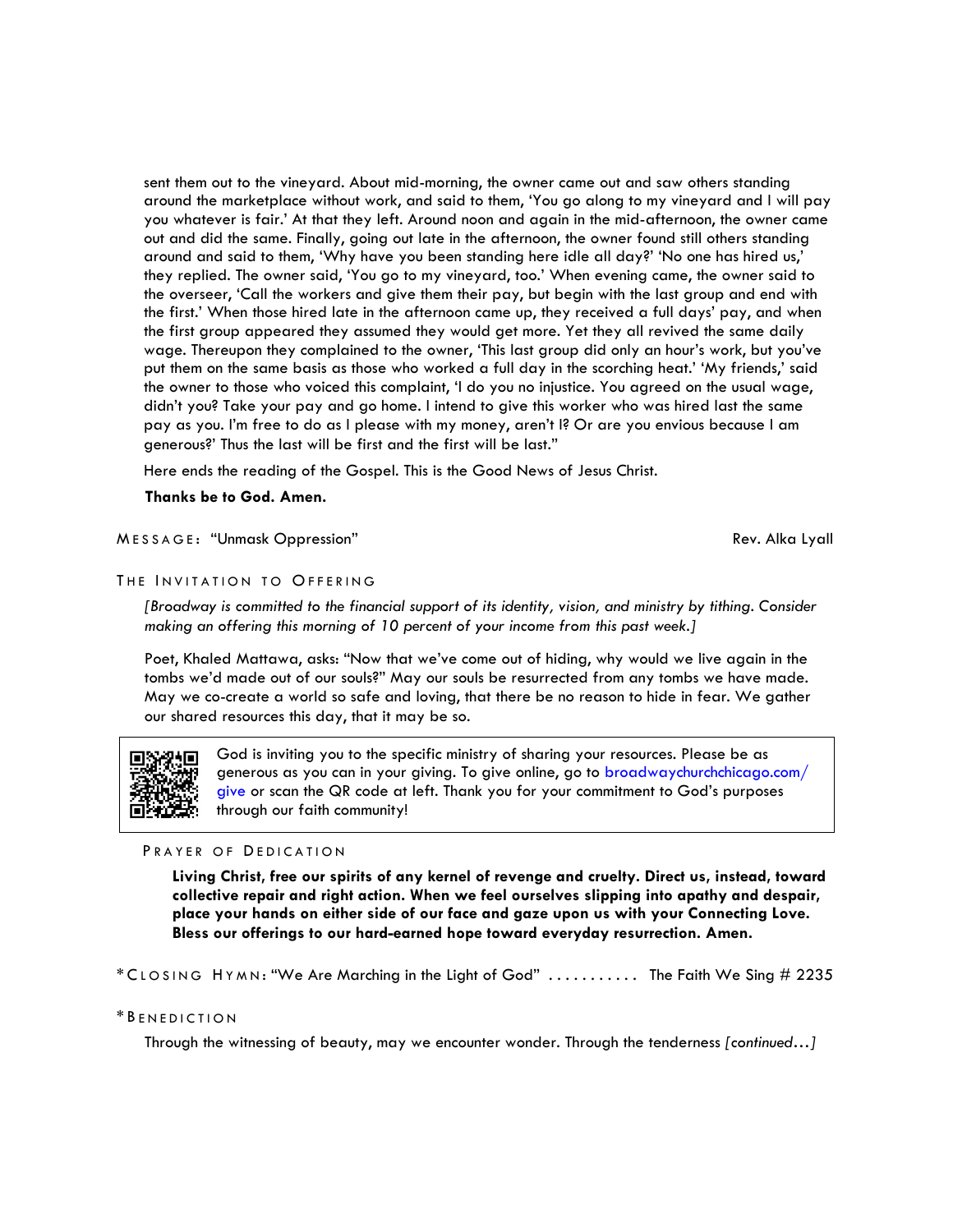sent them out to the vineyard. About mid-morning, the owner came out and saw others standing around the marketplace without work, and said to them, 'You go along to my vineyard and I will pay you whatever is fair.' At that they left. Around noon and again in the mid-afternoon, the owner came out and did the same. Finally, going out late in the afternoon, the owner found still others standing around and said to them, 'Why have you been standing here idle all day?' 'No one has hired us,' they replied. The owner said, 'You go to my vineyard, too.' When evening came, the owner said to the overseer, 'Call the workers and give them their pay, but begin with the last group and end with the first.' When those hired late in the afternoon came up, they received a full days' pay, and when the first group appeared they assumed they would get more. Yet they all revived the same daily wage. Thereupon they complained to the owner, 'This last group did only an hour's work, but you've put them on the same basis as those who worked a full day in the scorching heat.' 'My friends,' said the owner to those who voiced this complaint, 'I do you no injustice. You agreed on the usual wage, didn't you? Take your pay and go home. I intend to give this worker who was hired last the same pay as you. I'm free to do as I please with my money, aren't I? Or are you envious because I am generous?' Thus the last will be first and the first will be last."

Here ends the reading of the Gospel. This is the Good News of Jesus Christ.

**Thanks be to God. Amen.**

MESSAGE: "Unmask Oppression" — Rev. Alka Lyall

THE INVITATION TO OFFERING

*[Broadway is committed to the financial support of its identity, vision, and ministry by tithing. Consider making an offering this morning of 10 percent of your income from this past week.]*

Poet, Khaled Mattawa, asks: "Now that we've come out of hiding, why would we live again in the tombs we'd made out of our souls?" May our souls be resurrected from any tombs we have made. May we co-create a world so safe and loving, that there be no reason to hide in fear. We gather our shared resources this day, that it may be so.

God is inviting you to the specific ministry of sharing your resources. Please be as generous as you can in your giving. To give online, go to broadwaychurchchicago.com/give or scan the QR code at left. Thank you for your commitment to God's purposes through our faith community!

PRAYER OF DEDICATION

**Living Christ, free our spirits of any kernel of revenge and cruelty. Direct us, instead, toward collective repair and right action. When we feel ourselves slipping into apathy and despair, place your hands on either side of our face and gaze upon us with your Connecting Love. Bless our offerings to our hard-earned hope toward everyday resurrection. Amen.**

*CLOSING HYMN: "We Are Marching in the Light of God" .......... The Faith We Sing # 2235

*BENEDICTION

Through the witnessing of beauty, may we encounter wonder. Through the tenderness *[continued…]*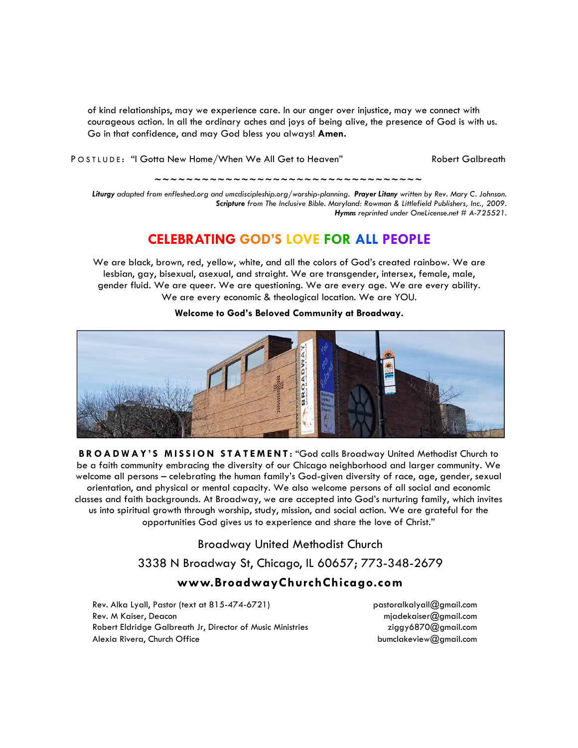of kind relationships, may we experience care. In our anger over injustice, may we connect with courageous action. In all the ordinary aches and joys of being alive, the presence of God is with us. Go in that confidence, and may God bless you always! **Amen.**

POSTLUDE: "I Gotta New Home/When We All Get to Heaven" Robert Galbreath

~~~~~~~~~~~~~~~~~~~~~~~~~~~~~~~~~~~

***Liturgy*** *adapted from enfleshed.org and umcdiscipleship.org/worship-planning.* ***Prayer Litany*** *written by Rev. Mary C. Johnson.* ***Scripture*** *from The Inclusive Bible. Maryland: Rowman & Littlefield Publishers, Inc., 2009.* ***Hymns*** *reprinted under OneLicense.net # A-725521.*

## CELEBRATING GOD'S LOVE FOR ALL PEOPLE

We are black, brown, red, yellow, white, and all the colors of God's created rainbow. We are lesbian, gay, bisexual, asexual, and straight. We are transgender, intersex, female, male, gender fluid. We are queer. We are questioning. We are every age. We are every ability. We are every economic & theological location. We are YOU.

**Welcome to God's Beloved Community at Broadway.**

**BROADWAY'S MISSION STATEMENT**: "God calls Broadway United Methodist Church to be a faith community embracing the diversity of our Chicago neighborhood and larger community. We welcome all persons – celebrating the human family's God-given diversity of race, age, gender, sexual orientation, and physical or mental capacity. We also welcome persons of all social and economic classes and faith backgrounds. At Broadway, we are accepted into God's nurturing family, which invites us into spiritual growth through worship, study, mission, and social action. We are grateful for the opportunities God gives us to experience and share the love of Christ."

Broadway United Methodist Church

3338 N Broadway St, Chicago, IL 60657; 773-348-2679

**www.BroadwayChurchChicago.com**

Rev. Alka Lyall, Pastor (text at 815-474-6721) pastoralkalyall@gmail.com
Rev. M Kaiser, Deacon mjadekaiser@gmail.com
Robert Eldridge Galbreath Jr, Director of Music Ministries ziggy6870@gmail.com
Alexia Rivera, Church Office bumclakeview@gmail.com